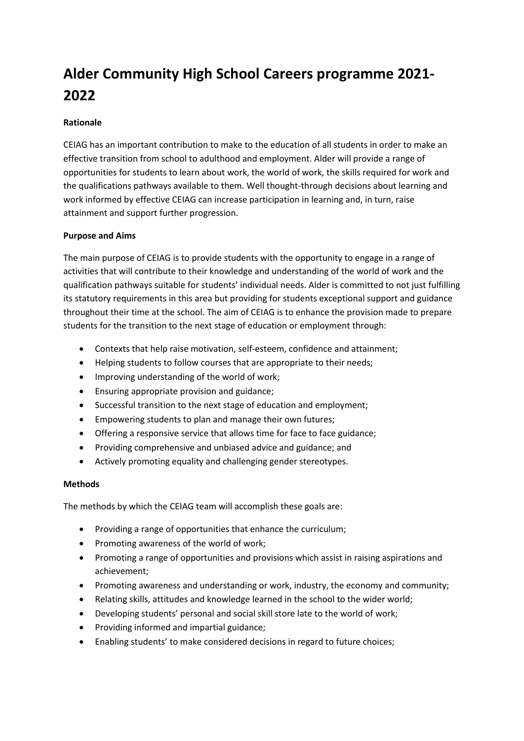# Alder Community High School Careers programme 2021-2022

**Rationale**

CEIAG has an important contribution to make to the education of all students in order to make an effective transition from school to adulthood and employment. Alder will provide a range of opportunities for students to learn about work, the world of work, the skills required for work and the qualifications pathways available to them. Well thought-through decisions about learning and work informed by effective CEIAG can increase participation in learning and, in turn, raise attainment and support further progression.

**Purpose and Aims**

The main purpose of CEIAG is to provide students with the opportunity to engage in a range of activities that will contribute to their knowledge and understanding of the world of work and the qualification pathways suitable for students' individual needs. Alder is committed to not just fulfilling its statutory requirements in this area but providing for students exceptional support and guidance throughout their time at the school. The aim of CEIAG is to enhance the provision made to prepare students for the transition to the next stage of education or employment through:

- Contexts that help raise motivation, self-esteem, confidence and attainment;
- Helping students to follow courses that are appropriate to their needs;
- Improving understanding of the world of work;
- Ensuring appropriate provision and guidance;
- Successful transition to the next stage of education and employment;
- Empowering students to plan and manage their own futures;
- Offering a responsive service that allows time for face to face guidance;
- Providing comprehensive and unbiased advice and guidance; and
- Actively promoting equality and challenging gender stereotypes.

**Methods**

The methods by which the CEIAG team will accomplish these goals are:

- Providing a range of opportunities that enhance the curriculum;
- Promoting awareness of the world of work;
- Promoting a range of opportunities and provisions which assist in raising aspirations and achievement;
- Promoting awareness and understanding or work, industry, the economy and community;
- Relating skills, attitudes and knowledge learned in the school to the wider world;
- Developing students' personal and social skill store late to the world of work;
- Providing informed and impartial guidance;
- Enabling students' to make considered decisions in regard to future choices;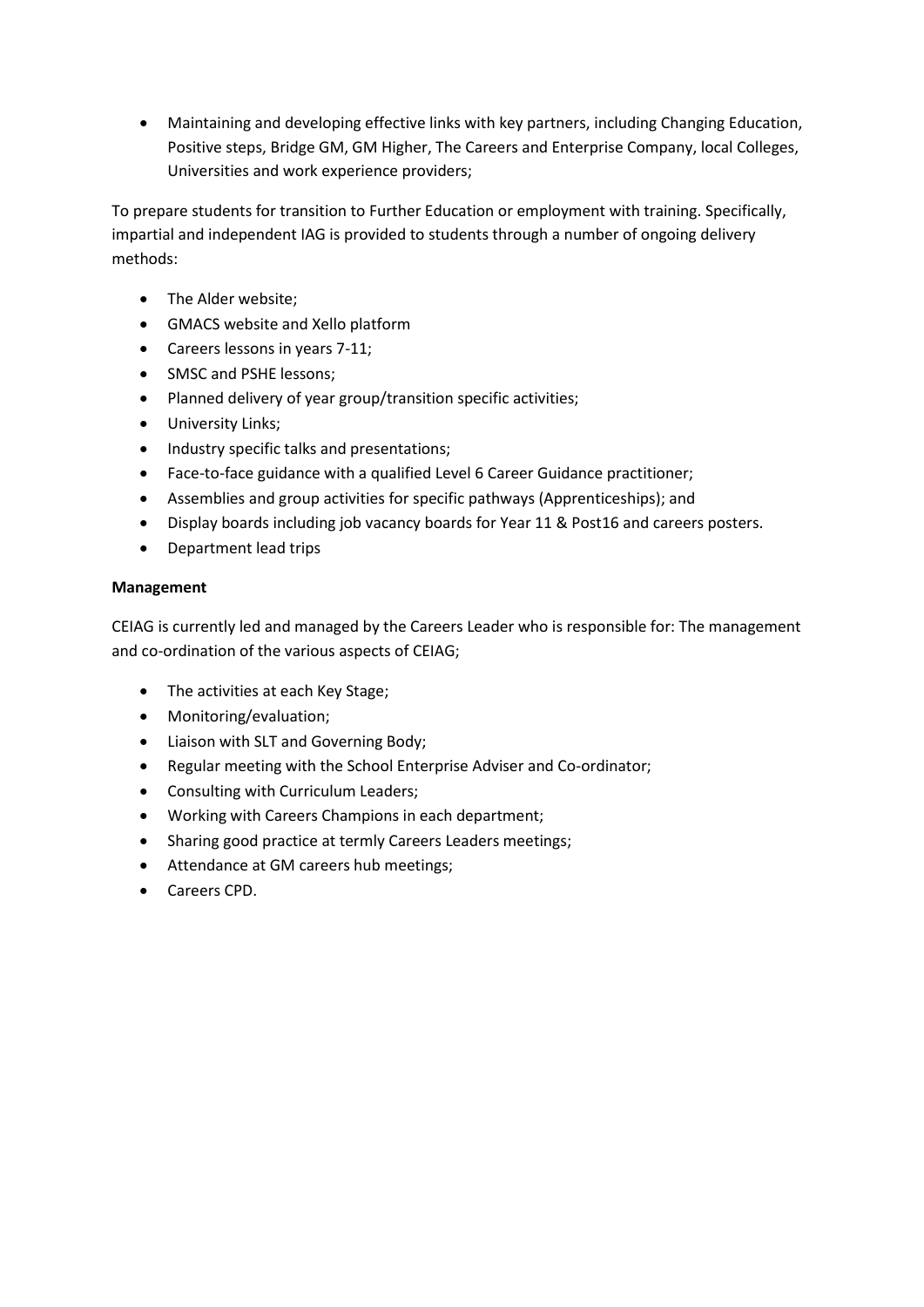- Maintaining and developing effective links with key partners, including Changing Education, Positive steps, Bridge GM, GM Higher, The Careers and Enterprise Company, local Colleges, Universities and work experience providers;

To prepare students for transition to Further Education or employment with training. Specifically, impartial and independent IAG is provided to students through a number of ongoing delivery methods:

- The Alder website;
- GMACS website and Xello platform
- Careers lessons in years 7-11;
- SMSC and PSHE lessons;
- Planned delivery of year group/transition specific activities;
- University Links;
- Industry specific talks and presentations;
- Face-to-face guidance with a qualified Level 6 Career Guidance practitioner;
- Assemblies and group activities for specific pathways (Apprenticeships); and
- Display boards including job vacancy boards for Year 11 & Post16 and careers posters.
- Department lead trips

**Management**

CEIAG is currently led and managed by the Careers Leader who is responsible for: The management and co-ordination of the various aspects of CEIAG;

- The activities at each Key Stage;
- Monitoring/evaluation;
- Liaison with SLT and Governing Body;
- Regular meeting with the School Enterprise Adviser and Co-ordinator;
- Consulting with Curriculum Leaders;
- Working with Careers Champions in each department;
- Sharing good practice at termly Careers Leaders meetings;
- Attendance at GM careers hub meetings;
- Careers CPD.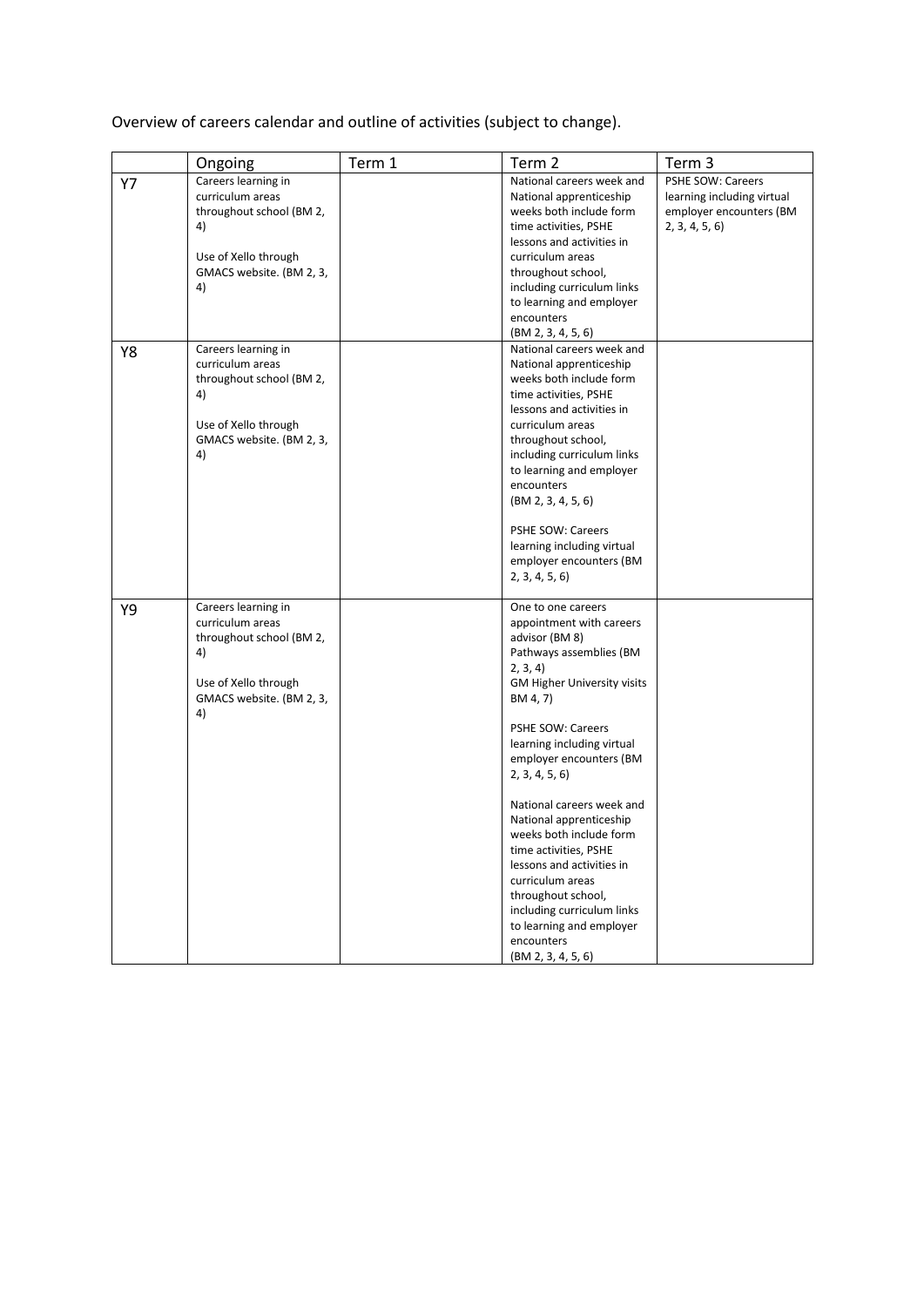Overview of careers calendar and outline of activities (subject to change).

| | Ongoing | Term 1 | Term 2 | Term 3 |
|---|---|---|---|---|
| Y7 | Careers learning in curriculum areas throughout school (BM 2, 4)<br><br>Use of Xello through GMACS website. (BM 2, 3, 4) | | National careers week and National apprenticeship weeks both include form time activities, PSHE lessons and activities in curriculum areas throughout school, including curriculum links to learning and employer encounters (BM 2, 3, 4, 5, 6) | PSHE SOW: Careers learning including virtual employer encounters (BM 2, 3, 4, 5, 6) |
| Y8 | Careers learning in curriculum areas throughout school (BM 2, 4)<br><br>Use of Xello through GMACS website. (BM 2, 3, 4) | | National careers week and National apprenticeship weeks both include form time activities, PSHE lessons and activities in curriculum areas throughout school, including curriculum links to learning and employer encounters (BM 2, 3, 4, 5, 6)<br><br>PSHE SOW: Careers learning including virtual employer encounters (BM 2, 3, 4, 5, 6) | |
| Y9 | Careers learning in curriculum areas throughout school (BM 2, 4)<br><br>Use of Xello through GMACS website. (BM 2, 3, 4) | | One to one careers appointment with careers advisor (BM 8)<br>Pathways assemblies (BM 2, 3, 4)<br>GM Higher University visits BM 4, 7)<br><br>PSHE SOW: Careers learning including virtual employer encounters (BM 2, 3, 4, 5, 6)<br><br>National careers week and National apprenticeship weeks both include form time activities, PSHE lessons and activities in curriculum areas throughout school, including curriculum links to learning and employer encounters (BM 2, 3, 4, 5, 6) | |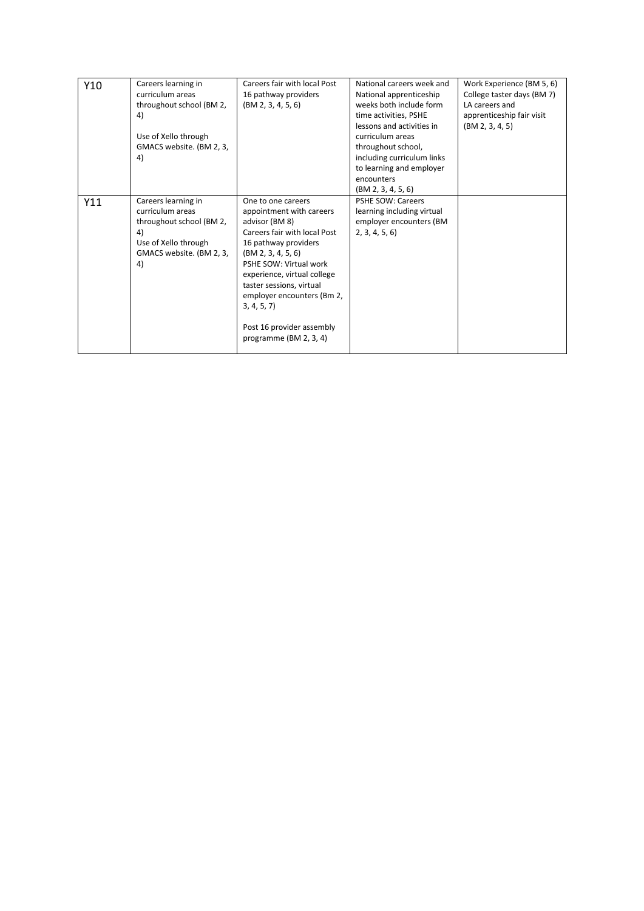| | | | | |
|---|---|---|---|---|
| Y10 | Careers learning in curriculum areas throughout school (BM 2, 4)<br><br>Use of Xello through GMACS website. (BM 2, 3, 4) | Careers fair with local Post 16 pathway providers (BM 2, 3, 4, 5, 6) | National careers week and National apprenticeship weeks both include form time activities, PSHE lessons and activities in curriculum areas throughout school, including curriculum links to learning and employer encounters (BM 2, 3, 4, 5, 6) | Work Experience (BM 5, 6)<br>College taster days (BM 7)<br>LA careers and apprenticeship fair visit (BM 2, 3, 4, 5) |
| Y11 | Careers learning in curriculum areas throughout school (BM 2, 4)<br>Use of Xello through GMACS website. (BM 2, 3, 4) | One to one careers appointment with careers advisor (BM 8)<br>Careers fair with local Post 16 pathway providers (BM 2, 3, 4, 5, 6)<br>PSHE SOW: Virtual work experience, virtual college taster sessions, virtual employer encounters (Bm 2, 3, 4, 5, 7)<br><br>Post 16 provider assembly programme (BM 2, 3, 4) | PSHE SOW: Careers learning including virtual employer encounters (BM 2, 3, 4, 5, 6) | |